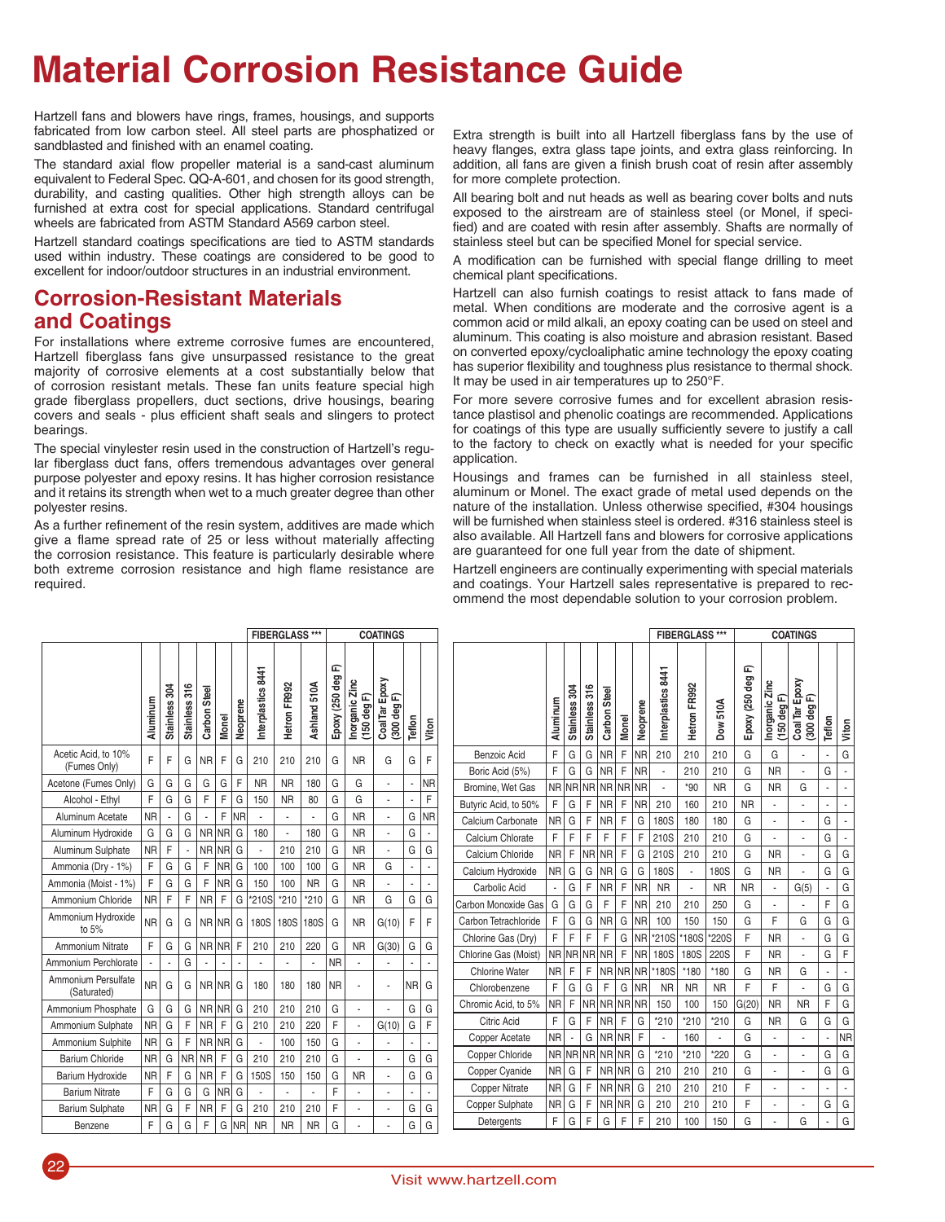# Material Corrosion Resistance Guide

Hartzell fans and blowers have rings, frames, housings, and supports fabricated from low carbon steel. All steel parts are phosphatized or sandblasted and finished with an enamel coating.

The standard axial flow propeller material is a sand-cast aluminum equivalent to Federal Spec. QQ-A-601, and chosen for its good strength, durability, and casting qualities. Other high strength alloys can be furnished at extra cost for special applications. Standard centrifugal wheels are fabricated from ASTM Standard A569 carbon steel.

Hartzell standard coatings specifications are tied to ASTM standards used within industry. These coatings are considered to be good to excellent for indoor/outdoor structures in an industrial environment.

## Corrosion-Resistant Materials and Coatings

For installations where extreme corrosive fumes are encountered, Hartzell fiberglass fans give unsurpassed resistance to the great majority of corrosive elements at a cost substantially below that of corrosion resistant metals. These fan units feature special high grade fiberglass propellers, duct sections, drive housings, bearing covers and seals - plus efficient shaft seals and slingers to protect bearings.

The special vinylester resin used in the construction of Hartzell's regular fiberglass duct fans, offers tremendous advantages over general purpose polyester and epoxy resins. It has higher corrosion resistance and it retains its strength when wet to a much greater degree than other polyester resins.

As a further refinement of the resin system, additives are made which give a flame spread rate of 25 or less without materially affecting the corrosion resistance. This feature is particularly desirable where both extreme corrosion resistance and high flame resistance are required.

Extra strength is built into all Hartzell fiberglass fans by the use of heavy flanges, extra glass tape joints, and extra glass reinforcing. In addition, all fans are given a finish brush coat of resin after assembly for more complete protection.

All bearing bolt and nut heads as well as bearing cover bolts and nuts exposed to the airstream are of stainless steel (or Monel, if specified) and are coated with resin after assembly. Shafts are normally of stainless steel but can be specified Monel for special service.

A modification can be furnished with special flange drilling to meet chemical plant specifications.

Hartzell can also furnish coatings to resist attack to fans made of metal. When conditions are moderate and the corrosive agent is a common acid or mild alkali, an epoxy coating can be used on steel and aluminum. This coating is also moisture and abrasion resistant. Based on converted epoxy/cycloaliphatic amine technology the epoxy coating has superior flexibility and toughness plus resistance to thermal shock. It may be used in air temperatures up to 250°F.

For more severe corrosive fumes and for excellent abrasion resistance plastisol and phenolic coatings are recommended. Applications for coatings of this type are usually sufficiently severe to justify a call to the factory to check on exactly what is needed for your specific application.

Housings and frames can be furnished in all stainless steel, aluminum or Monel. The exact grade of metal used depends on the nature of the installation. Unless otherwise specified, #304 housings will be furnished when stainless steel is ordered. #316 stainless steel is also available. All Hartzell fans and blowers for corrosive applications are guaranteed for one full year from the date of shipment.

Hartzell engineers are continually experimenting with special materials and coatings. Your Hartzell sales representative is prepared to recommend the most dependable solution to your corrosion problem.

| | | | | | | | FIBERGLASS *** | | | COATINGS | | | | |
|---|---|---|---|---|---|---|---|---|---|---|---|---|---|---|
| | Aluminum | Stainless 304 | Stainless 316 | Carbon Steel | Monel | Neoprene | Interplastics 8441 | Hetron FR992 | Ashland 510A | Epoxy (250 deg F) | Inorganic Zinc (150 deg F) | Coal Tar Epoxy (300 deg F) | Teflon | Viton |
| Acetic Acid, to 10% (Fumes Only) | F | F | G | NR | F | G | 210 | 210 | 210 | G | NR | G | G | F |
| Acetone (Fumes Only) | G | G | G | G | G | F | NR | NR | 180 | G | G | - | - | NR |
| Alcohol - Ethyl | F | G | G | F | F | G | 150 | NR | 80 | G | G | - | - | F |
| Aluminum Acetate | NR | - | G | - | F | NR | - | - | - | G | NR | - | G | NR |
| Aluminum Hydroxide | G | G | G | NR | NR | G | 180 | - | 180 | G | NR | - | G | - |
| Aluminum Sulphate | NR | F | - | NR | NR | G | - | 210 | 210 | G | NR | - | G | G |
| Ammonia (Dry - 1%) | F | G | G | F | NR | G | 100 | 100 | 100 | G | NR | G | - | - |
| Ammonia (Moist - 1%) | F | G | G | F | NR | G | 150 | 100 | NR | G | NR | - | - | - |
| Ammonium Chloride | NR | F | F | NR | F | G | *210S | *210 | *210 | G | NR | G | G | G |
| Ammonium Hydroxide to 5% | NR | G | G | NR | NR | G | 180S | 180S | 180S | G | NR | G(10) | F | F |
| Ammonium Nitrate | F | G | G | NR | NR | F | 210 | 210 | 220 | G | NR | G(30) | G | G |
| Ammonium Perchlorate | - | - | G | - | - | - | - | - | - | NR | - | - | - | - |
| Ammonium Persulfate (Saturated) | NR | G | G | NR | NR | G | 180 | 180 | 180 | NR | - | - | NR | G |
| Ammonium Phosphate | G | G | G | NR | NR | G | 210 | 210 | 210 | G | - | - | G | G |
| Ammonium Sulphate | NR | G | F | NR | F | G | 210 | 210 | 220 | F | - | G(10) | G | F |
| Ammonium Sulphite | NR | G | F | NR | NR | G | - | 100 | 150 | G | - | - | - | - |
| Barium Chloride | NR | G | NR | NR | F | G | 210 | 210 | 210 | G | - | - | G | G |
| Barium Hydroxide | NR | F | G | NR | F | G | 150S | 150 | 150 | G | NR | - | G | G |
| Barium Nitrate | F | G | G | G | NR | G | - | - | - | F | - | - | - | - |
| Barium Sulphate | NR | G | F | NR | F | G | 210 | 210 | 210 | F | - | - | G | G |
| Benzene | F | G | G | F | G | NR | NR | NR | NR | G | - | - | G | G |

| | | | | | | | FIBERGLASS *** | | | COATINGS | | | | |
|---|---|---|---|---|---|---|---|---|---|---|---|---|---|---|
| | Aluminum | Stainless 304 | Stainless 316 | Carbon Steel | Monel | Neoprene | Interplastics 8441 | Hetron FR992 | Dow 510A | Epoxy (250 deg F) | Inorganic Zinc (150 deg F) | Coal Tar Epoxy (300 deg F) | Teflon | Viton |
| Benzoic Acid | F | G | G | NR | F | NR | 210 | 210 | 210 | G | G | - | - | G |
| Boric Acid (5%) | F | G | G | NR | F | NR | - | 210 | 210 | G | NR | - | G | - |
| Bromine, Wet Gas | NR | NR | NR | NR | NR | NR | - | *90 | NR | G | NR | G | - | - |
| Butyric Acid, to 50% | F | G | F | NR | F | NR | 210 | 160 | 210 | NR | - | - | - | - |
| Calcium Carbonate | NR | G | F | NR | F | G | 180S | 180 | 180 | G | - | - | G | - |
| Calcium Chlorate | F | F | F | F | F | F | 210S | 210 | 210 | G | - | - | G | - |
| Calcium Chloride | NR | F | NR | NR | F | G | 210S | 210 | 210 | G | NR | - | G | G |
| Calcium Hydroxide | NR | G | G | NR | G | G | 180S | - | 180S | G | NR | - | G | G |
| Carbolic Acid | - | G | F | NR | F | NR | NR | - | NR | NR | - | G(5) | - | G |
| Carbon Monoxide Gas | G | G | G | F | F | NR | 210 | 210 | 250 | G | - | - | F | G |
| Carbon Tetrachloride | F | G | G | NR | G | NR | 100 | 150 | 150 | G | F | G | G | G |
| Chlorine Gas (Dry) | F | F | F | F | G | NR | *210S | *180S | *220S | F | NR | - | G | G |
| Chlorine Gas (Moist) | NR | NR | NR | NR | F | NR | 180S | 180S | 220S | F | NR | - | G | F |
| Chlorine Water | NR | F | F | NR | NR | NR | *180S | *180 | *180 | G | NR | G | - | - |
| Chlorobenzene | F | G | G | F | G | NR | NR | NR | NR | F | F | - | G | G |
| Chromic Acid, to 5% | NR | F | NR | NR | NR | NR | 150 | 100 | 150 | G(20) | NR | NR | F | G |
| Citric Acid | F | G | F | NR | F | G | *210 | *210 | *210 | G | NR | G | G | G |
| Copper Acetate | NR | - | G | NR | NR | F | - | 160 | - | G | - | - | - | NR |
| Copper Chloride | NR | NR | NR | NR | NR | G | *210 | *210 | *220 | G | - | - | G | G |
| Copper Cyanide | NR | G | F | NR | NR | G | 210 | 210 | 210 | G | - | - | G | G |
| Copper Nitrate | NR | G | F | NR | NR | G | 210 | 210 | 210 | F | - | - | - | - |
| Copper Sulphate | NR | G | F | NR | NR | G | 210 | 210 | 210 | F | - | - | G | G |
| Detergents | F | G | F | G | F | F | 210 | 100 | 150 | G | - | G | - | G |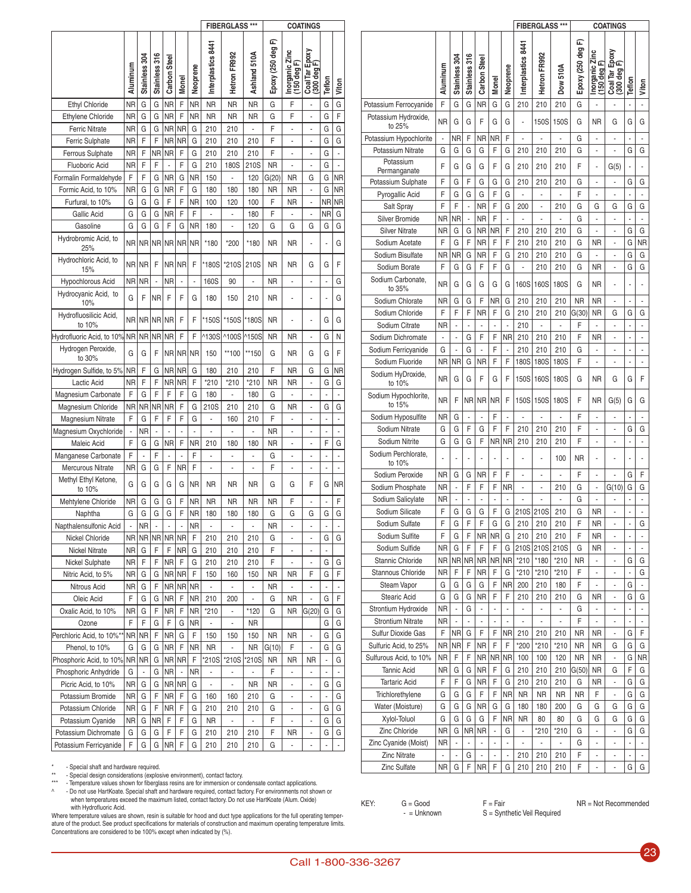| | | | | | | | FIBERGLASS *** | | | COATINGS | | | | |
|---|---|---|---|---|---|---|---|---|---|---|---|---|---|---|
| | Aluminum | Stainless 304 | Stainless 316 | Carbon Steel | Monel | Neoprene | Interplastics 8441 | Hetron FR992 | Ashland 510A | Epoxy (250 deg F) | Inorganic Zinc (150 deg F) | CoalTar Epoxy (300 deg F) | Teflon | Viton |
| Ethyl Chloride | NR | G | G | NR | F | NR | NR | NR | NR | G | F | - | G | G |
| Ethylene Chloride | NR | G | G | NR | F | NR | NR | NR | NR | G | F | - | G | F |
| Ferric Nitrate | NR | G | G | NR | NR | G | 210 | 210 | - | F | - | - | G | G |
| Ferric Sulphate | NR | F | F | NR | NR | G | 210 | 210 | 210 | F | - | - | G | G |
| Ferrous Sulphate | NR | F | NR | NR | F | G | 210 | 210 | 210 | F | - | - | G | - |
| Fluoboric Acid | NR | F | F | - | F | G | 210 | 180S | 210S | NR | - | - | G | - |
| Formalin Formaldehyde | F | F | G | NR | G | NR | 150 | - | 120 | G(20) | NR | G | G | NR |
| Formic Acid, to 10% | NR | G | G | NR | F | G | 180 | 180 | 180 | NR | NR | - | G | NR |
| Furfural, to 10% | G | G | G | F | F | NR | 100 | 120 | 100 | F | NR | - | NR | NR |
| Gallic Acid | G | G | G | NR | F | F | - | - | 180 | F | - | - | NR | G |
| Gasoline | G | G | G | F | G | NR | 180 | - | 120 | G | G | G | G | G |
| Hydrobromic Acid, to 25% | NR | NR | NR | NR | NR | NR | *180 | *200 | *180 | NR | NR | - | - | G |
| Hydrochloric Acid, to 15% | NR | NR | F | NR | NR | F | *180S | *210S | 210S | NR | NR | G | G | F |
| Hypochlorous Acid | NR | NR | - | NR | - | - | 160S | 90 | - | NR | - | - | - | G |
| Hydrocyanic Acid, to 10% | G | F | NR | F | F | G | 180 | 150 | 210 | NR | - | - | - | G |
| Hydrofluosilicic Acid, to 10% | NR | NR | NR | NR | F | F | *150S | *150S | *180S | NR | - | - | G | G |
| Hydrofluoric Acid, to 10% | NR | NR | NR | NR | F | F | ^130S | ^100S | ^150S | NR | NR | - | G | N |
| Hydrogen Peroxide, to 30% | G | G | F | NR | NR | NR | 150 | **100 | **150 | G | NR | G | G | F |
| Hydrogen Sulfide, to 5% | NR | F | G | NR | NR | G | 180 | 210 | 210 | F | NR | G | G | NR |
| Lactic Acid | NR | F | F | NR | NR | F | *210 | *210 | *210 | NR | NR | - | G | G |
| Magnesium Carbonate | F | G | F | F | F | G | 180 | - | 180 | G | - | - | - | - |
| Magnesium Chloride | NR | NR | NR | NR | F | G | 210S | 210 | 210 | G | NR | - | G | G |
| Magnesium Nitrate | F | G | F | F | F | G | - | 160 | 210 | F | - | - | - | - |
| Magnesium Oxychloride | - | NR | - | - | - | - | - | - | - | NR | - | - | - | - |
| Maleic Acid | F | G | G | NR | F | NR | 210 | 180 | 180 | NR | - | - | F | G |
| Manganese Carbonate | F | - | F | - | - | F | - | - | - | G | - | - | - | - |
| Mercurous Nitrate | NR | G | G | F | NR | F | - | - | - | F | - | - | - | - |
| Methyl Ethyl Ketone, to 10% | G | G | G | G | G | NR | NR | NR | NR | G | G | F | G | NR |
| Mehtylene Chloride | NR | G | G | G | F | NR | NR | NR | NR | NR | F | - | - | F |
| Naphtha | G | G | G | G | F | NR | 180 | 180 | 180 | G | G | G | G | G |
| Napthalensulfonic Acid | - | NR | - | - | - | NR | - | - | - | NR | - | - | - | - |
| Nickel Chloride | NR | NR | NR | NR | NR | F | 210 | 210 | 210 | G | - | - | G | G |
| Nickel Nitrate | NR | G | F | F | NR | G | 210 | 210 | 210 | F | - | - | - | - |
| Nickel Sulphate | NR | F | F | NR | F | G | 210 | 210 | 210 | F | - | - | G | G |
| Nitric Acid, to 5% | NR | G | G | NR | NR | F | 150 | 160 | 150 | NR | NR | F | G | F |
| Nitrous Acid | NR | G | F | NR | NR | NR | - | - | - | NR | - | - | - | - |
| Oleic Acid | F | G | G | NR | F | NR | 210 | 200 | - | G | NR | - | G | F |
| Oxalic Acid, to 10% | NR | G | F | NR | F | NR | *210 | - | *120 | G | NR | G(20) | G | G |
| Ozone | F | F | G | F | G | NR | - | - | NR | - | - | - | G | G |
| Perchloric Acid, to 10%** | NR | NR | F | NR | G | F | 150 | 150 | 150 | NR | NR | - | G | G |
| Phenol, to 10% | G | G | G | NR | F | NR | NR | - | NR | G(10) | F | - | G | G |
| Phosphoric Acid, to 10% | NR | NR | G | NR | NR | F | *210S | *210S | *210S | NR | NR | NR | - | G |
| Phosphoric Anhydride | G | - | G | NR | - | NR | - | - | - | F | - | - | - | - |
| Picric Acid, to 10% | NR | G | G | NR | NR | G | - | - | NR | G | - | - | G | G |
| Potassium Bromide | NR | G | F | NR | F | G | 160 | 160 | 210 | G | - | - | - | G |
| Potassium Chloride | NR | G | F | NR | F | G | 210 | 210 | 210 | G | - | - | G | G |
| Potassium Cyanide | NR | G | NR | F | F | G | NR | - | - | F | - | - | G | G |
| Potassium Dichromate | G | G | G | F | F | G | 210 | 210 | 210 | F | NR | - | G | G |
| Potassium Ferricyanide | F | G | G | NR | F | G | 210 | 210 | 210 | G | - | - | - | - |

\* - Special shaft and hardware required.
\** - Special design considerations (explosive environment), contact factory.
\*** - Temperature values shown for fiberglass resins are for immersion or condensate contact applications.
^ - Do not use HartKoate. Special shaft and hardware required, contact factory. For environments not shown or when temperatures exceed the maximum listed, contact factory. Do not use HartKoate (Alum. Oxide) with Hydrofluoric Acid.

Where temperature values are shown, resin is suitable for hood and duct type applications for the full operating temperature of the product. See product specifications for materials of construction and maximum operating temperature limits. Concentrations are considered to be 100% except when indicated by (%).

| | | | | | | | FIBERGLASS *** | | | COATINGS | | | | |
|---|---|---|---|---|---|---|---|---|---|---|---|---|---|---|
| | Aluminum | Stainless 304 | Stainless 316 | Carbon Steel | Monel | Neoprene | Interplastics 8441 | Hetron FR992 | Dow 510A | Epoxy (250 deg F) | Inorganic Zinc (150 deg F) | Coal Tar Epoxy (300 deg F) | Teflon | Viton |
| Potassium Ferrocyanide | F | G | G | NR | G | G | 210 | 210 | 210 | G | - | - | - | - |
| Potassium Hydroxide, to 25% | NR | G | G | F | G | G | - | 150S | 150S | G | NR | G | G | G |
| Potassium Hypochlorite | - | NR | F | NR | NR | F | - | - | - | G | - | - | - | - |
| Potassium Nitrate | G | G | G | G | F | G | 210 | 210 | 210 | G | - | - | G | G |
| Potassium Permanganate | F | G | G | G | F | G | 210 | 210 | 210 | F | - | G(5) | - | - |
| Potassium Sulphate | F | G | F | G | G | G | 210 | 210 | 210 | G | - | - | G | G |
| Pyrogallic Acid | F | G | G | G | F | G | - | - | - | F | - | - | - | - |
| Salt Spray | F | F | - | NR | F | G | 200 | - | 210 | G | G | G | G | G |
| Silver Bromide | NR | NR | - | NR | F | - | - | - | - | G | - | - | - | - |
| Silver Nitrate | NR | G | G | NR | NR | F | 210 | 210 | 210 | G | - | - | G | G |
| Sodium Acetate | F | G | F | NR | F | F | 210 | 210 | 210 | G | NR | - | G | NR |
| Sodium Bisulfate | NR | NR | G | NR | F | G | 210 | 210 | 210 | G | - | - | G | G |
| Sodium Borate | F | G | G | F | F | G | - | 210 | 210 | G | NR | - | G | G |
| Sodium Carbonate, to 35% | NR | G | G | G | G | G | 160S | 160S | 180S | G | NR | - | - | - |
| Sodium Chlorate | NR | G | G | F | NR | G | 210 | 210 | 210 | NR | NR | - | - | - |
| Sodium Chloride | F | F | F | NR | F | G | 210 | 210 | 210 | G(30) | NR | G | G | G |
| Sodium Citrate | NR | - | - | - | - | - | 210 | - | - | F | - | - | - | - |
| Sodium Dichromate | - | - | G | F | F | NR | 210 | 210 | 210 | F | NR | - | - | - |
| Sodium Ferricyanide | G | - | G | - | F | - | 210 | 210 | 210 | G | - | - | - | - |
| Sodium Fluoride | NR | NR | G | NR | F | F | 180S | 180S | 180S | F | - | - | - | - |
| Sodium HyDroxide, to 10% | NR | G | G | F | G | F | 150S | 160S | 180S | G | NR | G | G | F |
| Sodium Hypochlorite, to 15% | NR | F | NR | NR | NR | F | 150S | 150S | 180S | F | NR | G(5) | G | G |
| Sodium Hyposulfite | NR | G | - | - | F | - | - | - | - | F | - | - | - | - |
| Sodium Nitrate | G | G | F | G | F | F | 210 | 210 | 210 | F | - | - | G | G |
| Sodium Nitrite | G | G | G | F | NR | NR | 210 | 210 | 210 | F | - | - | - | - |
| Sodium Perchlorate, to 10% | - | - | - | - | - | - | - | - | 100 | NR | - | - | - | - |
| Sodium Peroxide | NR | G | G | NR | F | F | - | - | - | F | - | - | G | F |
| Sodium Phosphate | NR | - | F | F | F | NR | - | - | 210 | G | - | G(10) | G | G |
| Sodium Salicylate | NR | - | - | - | - | - | - | - | - | G | - | - | - | - |
| Sodium Silicate | F | G | G | G | F | G | 210S | 210S | 210 | G | NR | - | - | - |
| Sodium Sulfate | F | G | F | F | G | G | 210 | 210 | 210 | F | NR | - | - | G |
| Sodium Sulfite | F | G | F | NR | NR | G | 210 | 210 | 210 | F | NR | - | - | - |
| Sodium Sulfide | NR | G | F | F | F | G | 210S | 210S | 210S | G | NR | - | - | - |
| Stannic Chloride | NR | NR | NR | NR | NR | NR | *210 | *180 | *210 | NR | - | - | G | G |
| Stannous Chloride | NR | F | F | NR | F | G | *210 | *210 | *210 | F | - | - | - | G |
| Steam Vapor | G | G | G | G | F | NR | 200 | 210 | 180 | F | - | - | G | - |
| Stearic Acid | G | G | G | NR | F | F | 210 | 210 | 210 | G | NR | - | G | G |
| Strontium Hydroxide | NR | - | G | - | - | - | - | - | - | G | - | - | - | - |
| Strontium Nitrate | NR | - | - | - | - | - | - | - | - | F | - | - | - | - |
| Sulfur Dioxide Gas | F | NR | G | F | F | NR | 210 | 210 | 210 | NR | NR | - | G | F |
| Sulfuric Acid, to 25% | NR | NR | F | NR | F | F | *200 | *210 | *210 | NR | NR | G | G | G |
| Sulfurous Acid, to 10% | NR | F | F | NR | NR | NR | 100 | 100 | 120 | NR | NR | - | G | NR |
| Tannic Acid | NR | G | G | NR | F | G | 210 | 210 | 210 | G(50) | NR | G | F | G |
| Tartaric Acid | F | F | G | NR | F | G | 210 | 210 | 210 | G | NR | - | G | G |
| Trichlorethylene | G | G | G | F | F | NR | NR | NR | NR | NR | F | - | G | G |
| Water (Moisture) | G | G | G | NR | G | G | 180 | 180 | 200 | G | G | G | G | G |
| Xylol-Toluol | G | G | G | G | F | NR | NR | 80 | 80 | G | G | G | G | G |
| Zinc Chloride | NR | G | NR | NR | - | G | - | *210 | *210 | G | - | - | G | G |
| Zinc Cyanide (Moist) | NR | - | - | - | - | - | - | - | - | G | - | - | - | - |
| Zinc Nitrate | - | - | G | - | - | - | 210 | 210 | 210 | F | - | - | - | - |
| Zinc Sulfate | NR | G | F | NR | F | G | 210 | 210 | 210 | F | - | - | G | G |

KEY:
G = Good
F = Fair
NR = Not Recommended
\- = Unknown
S = Synthetic Veil Required

Call 1-800-336-3267